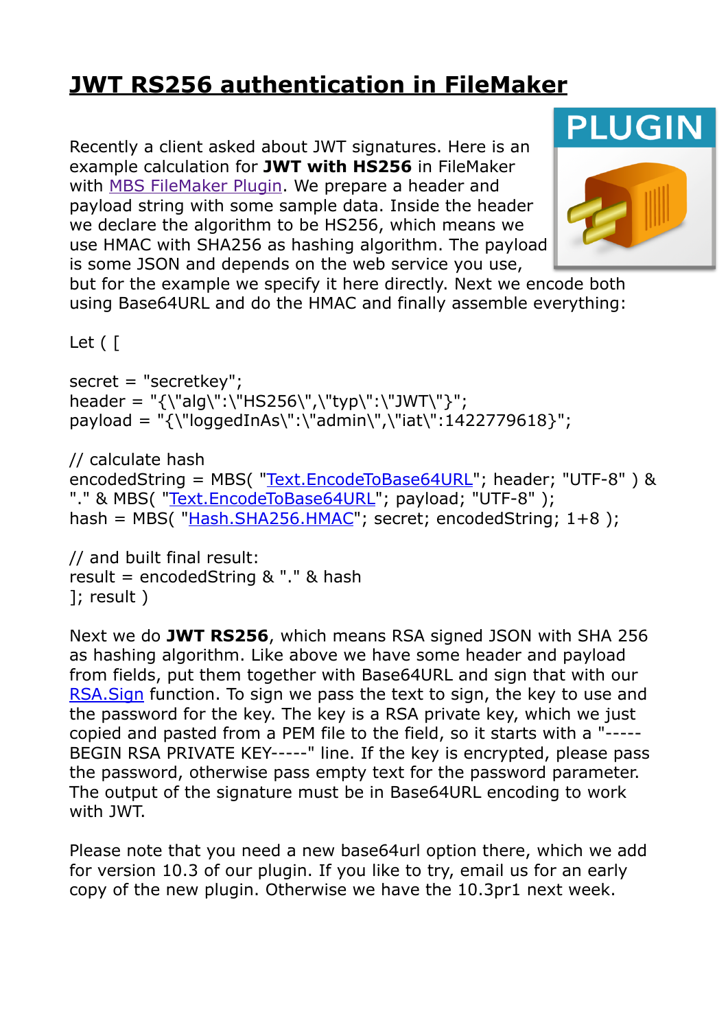# JWT RS256 authentication in FileMaker

Recently a client asked about JWT signatures. Here is an example calculation for **JWT with HS256** in FileMaker with [MBS FileMaker Plugin](). We prepare a header and payload string with some sample data. Inside the header we declare the algorithm to be HS256, which means we use HMAC with SHA256 as hashing algorithm. The payload is some JSON and depends on the web service you use, but for the example we specify it here directly. Next we encode both using Base64URL and do the HMAC and finally assemble everything:

```
Let ( [

secret = "secretkey";
header = "{\"alg\":\"HS256\",\"typ\":\"JWT\"}";
payload = "{\"loggedInAs\":\"admin\",\"iat\":1422779618}";

// calculate hash
encodedString = MBS( "Text.EncodeToBase64URL"; header; "UTF-8" ) &
"." & MBS( "Text.EncodeToBase64URL"; payload; "UTF-8" );
hash = MBS( "Hash.SHA256.HMAC"; secret; encodedString; 1+8 );

// and built final result:
result = encodedString & "." & hash
]; result )
```

Next we do **JWT RS256**, which means RSA signed JSON with SHA 256 as hashing algorithm. Like above we have some header and payload from fields, put them together with Base64URL and sign that with our RSA.Sign function. To sign we pass the text to sign, the key to use and the password for the key. The key is a RSA private key, which we just copied and pasted from a PEM file to the field, so it starts with a "-----BEGIN RSA PRIVATE KEY-----" line. If the key is encrypted, please pass the password, otherwise pass empty text for the password parameter. The output of the signature must be in Base64URL encoding to work with JWT.

Please note that you need a new base64url option there, which we add for version 10.3 of our plugin. If you like to try, email us for an early copy of the new plugin. Otherwise we have the 10.3pr1 next week.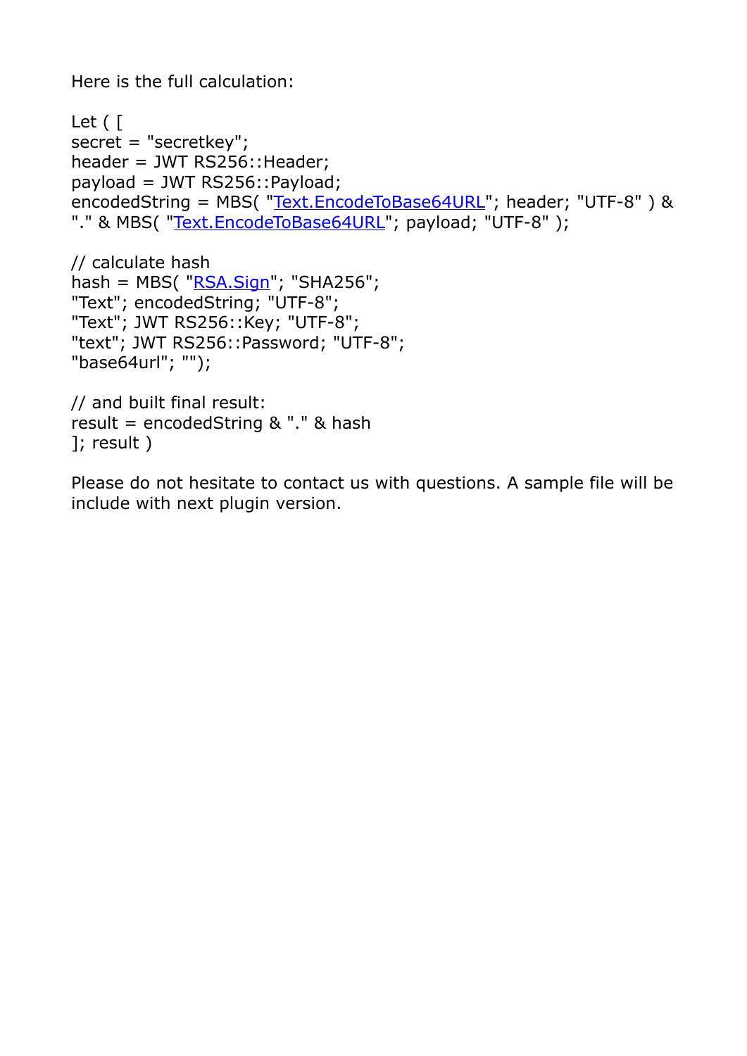Here is the full calculation:

```
Let ( [
secret = "secretkey";
header = JWT RS256::Header;
payload = JWT RS256::Payload;
encodedString = MBS( "Text.EncodeToBase64URL"; header; "UTF-8" ) &
"." & MBS( "Text.EncodeToBase64URL"; payload; "UTF-8" );

// calculate hash
hash = MBS( "RSA.Sign"; "SHA256";
"Text"; encodedString; "UTF-8";
"Text"; JWT RS256::Key; "UTF-8";
"text"; JWT RS256::Password; "UTF-8";
"base64url"; "");

// and built final result:
result = encodedString & "." & hash
]; result )
```

Please do not hesitate to contact us with questions. A sample file will be include with next plugin version.